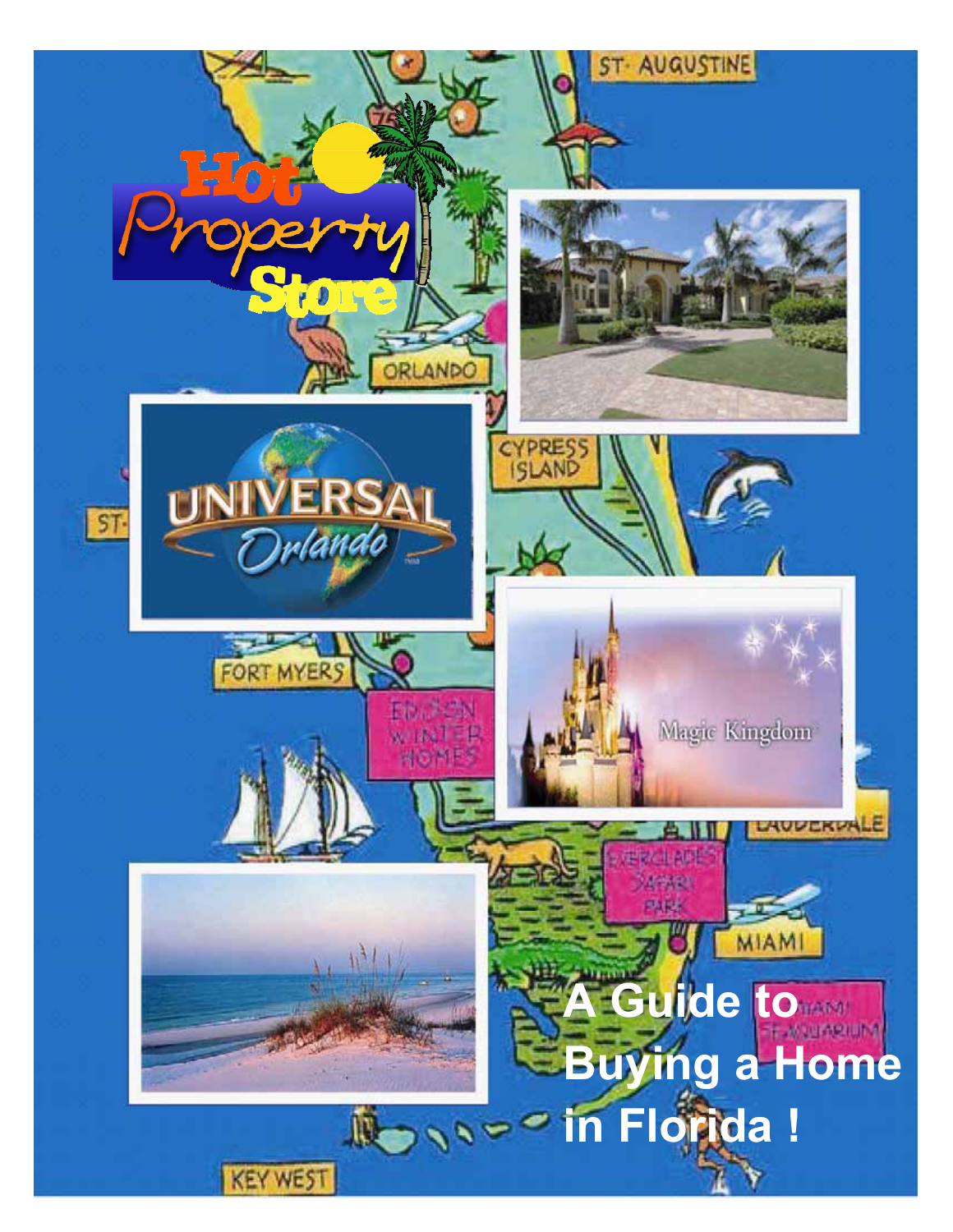# A Guide to Buying a Home in Florida !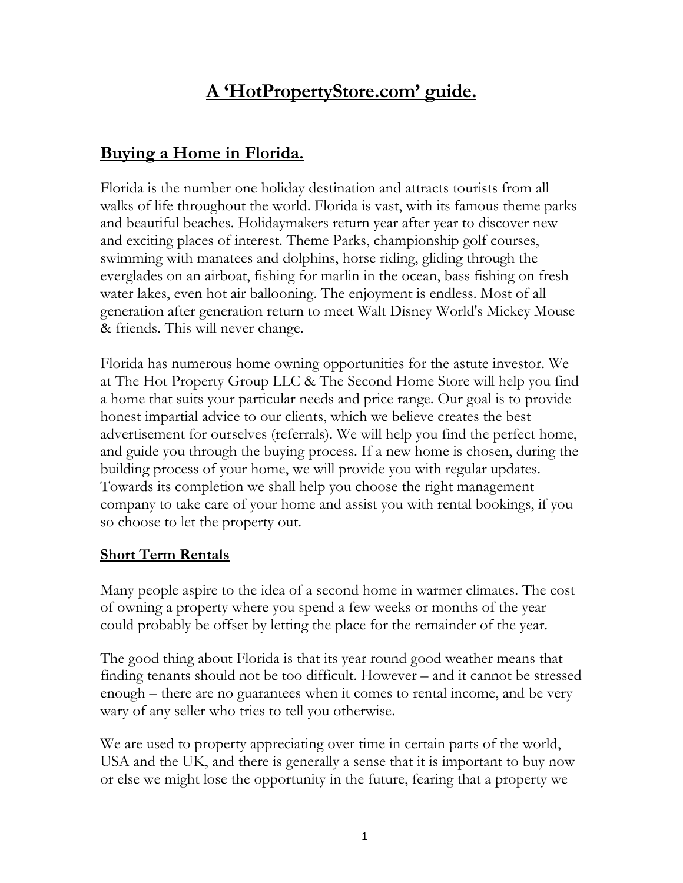# A 'HotPropertyStore.com' guide.

## Buying a Home in Florida.

Florida is the number one holiday destination and attracts tourists from all walks of life throughout the world. Florida is vast, with its famous theme parks and beautiful beaches. Holidaymakers return year after year to discover new and exciting places of interest. Theme Parks, championship golf courses, swimming with manatees and dolphins, horse riding, gliding through the everglades on an airboat, fishing for marlin in the ocean, bass fishing on fresh water lakes, even hot air ballooning. The enjoyment is endless. Most of all generation after generation return to meet Walt Disney World's Mickey Mouse & friends. This will never change.

Florida has numerous home owning opportunities for the astute investor. We at The Hot Property Group LLC & The Second Home Store will help you find a home that suits your particular needs and price range. Our goal is to provide honest impartial advice to our clients, which we believe creates the best advertisement for ourselves (referrals). We will help you find the perfect home, and guide you through the buying process. If a new home is chosen, during the building process of your home, we will provide you with regular updates. Towards its completion we shall help you choose the right management company to take care of your home and assist you with rental bookings, if you so choose to let the property out.

### Short Term Rentals

Many people aspire to the idea of a second home in warmer climates. The cost of owning a property where you spend a few weeks or months of the year could probably be offset by letting the place for the remainder of the year.

The good thing about Florida is that its year round good weather means that finding tenants should not be too difficult. However – and it cannot be stressed enough – there are no guarantees when it comes to rental income, and be very wary of any seller who tries to tell you otherwise.

We are used to property appreciating over time in certain parts of the world, USA and the UK, and there is generally a sense that it is important to buy now or else we might lose the opportunity in the future, fearing that a property we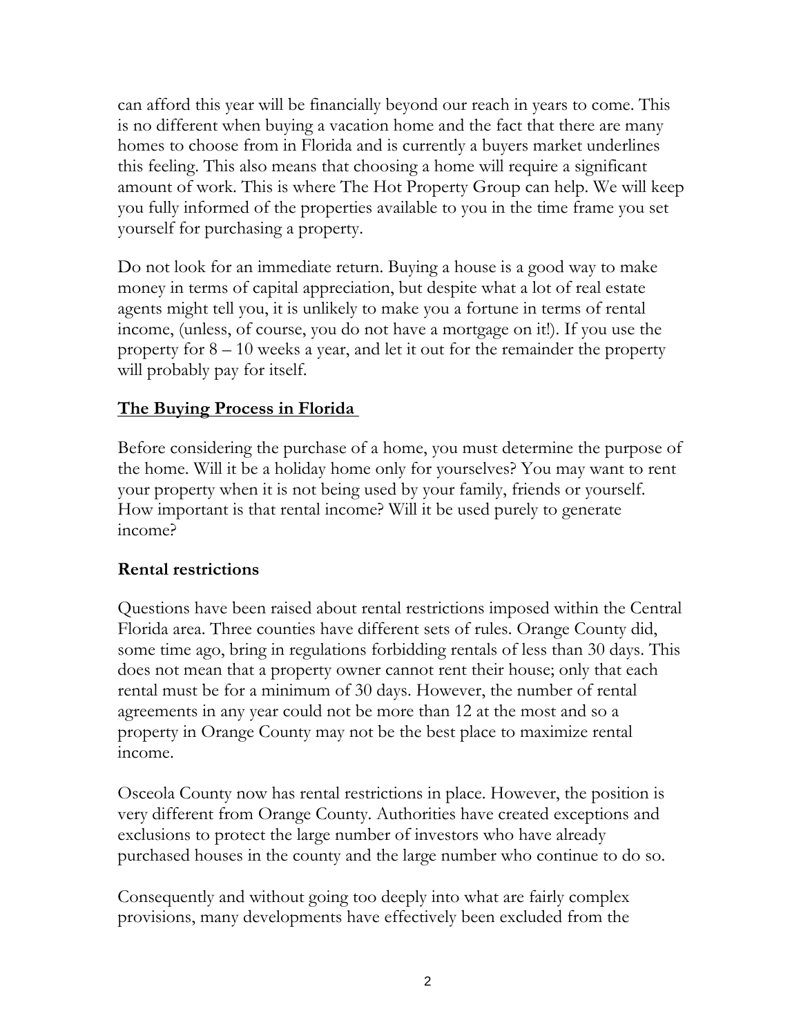can afford this year will be financially beyond our reach in years to come. This is no different when buying a vacation home and the fact that there are many homes to choose from in Florida and is currently a buyers market underlines this feeling. This also means that choosing a home will require a significant amount of work. This is where The Hot Property Group can help. We will keep you fully informed of the properties available to you in the time frame you set yourself for purchasing a property.

Do not look for an immediate return. Buying a house is a good way to make money in terms of capital appreciation, but despite what a lot of real estate agents might tell you, it is unlikely to make you a fortune in terms of rental income, (unless, of course, you do not have a mortgage on it!). If you use the property for 8 – 10 weeks a year, and let it out for the remainder the property will probably pay for itself.

## **The Buying Process in Florida**

Before considering the purchase of a home, you must determine the purpose of the home. Will it be a holiday home only for yourselves? You may want to rent your property when it is not being used by your family, friends or yourself. How important is that rental income? Will it be used purely to generate income?

### Rental restrictions

Questions have been raised about rental restrictions imposed within the Central Florida area. Three counties have different sets of rules. Orange County did, some time ago, bring in regulations forbidding rentals of less than 30 days. This does not mean that a property owner cannot rent their house; only that each rental must be for a minimum of 30 days. However, the number of rental agreements in any year could not be more than 12 at the most and so a property in Orange County may not be the best place to maximize rental income.

Osceola County now has rental restrictions in place. However, the position is very different from Orange County. Authorities have created exceptions and exclusions to protect the large number of investors who have already purchased houses in the county and the large number who continue to do so.

Consequently and without going too deeply into what are fairly complex provisions, many developments have effectively been excluded from the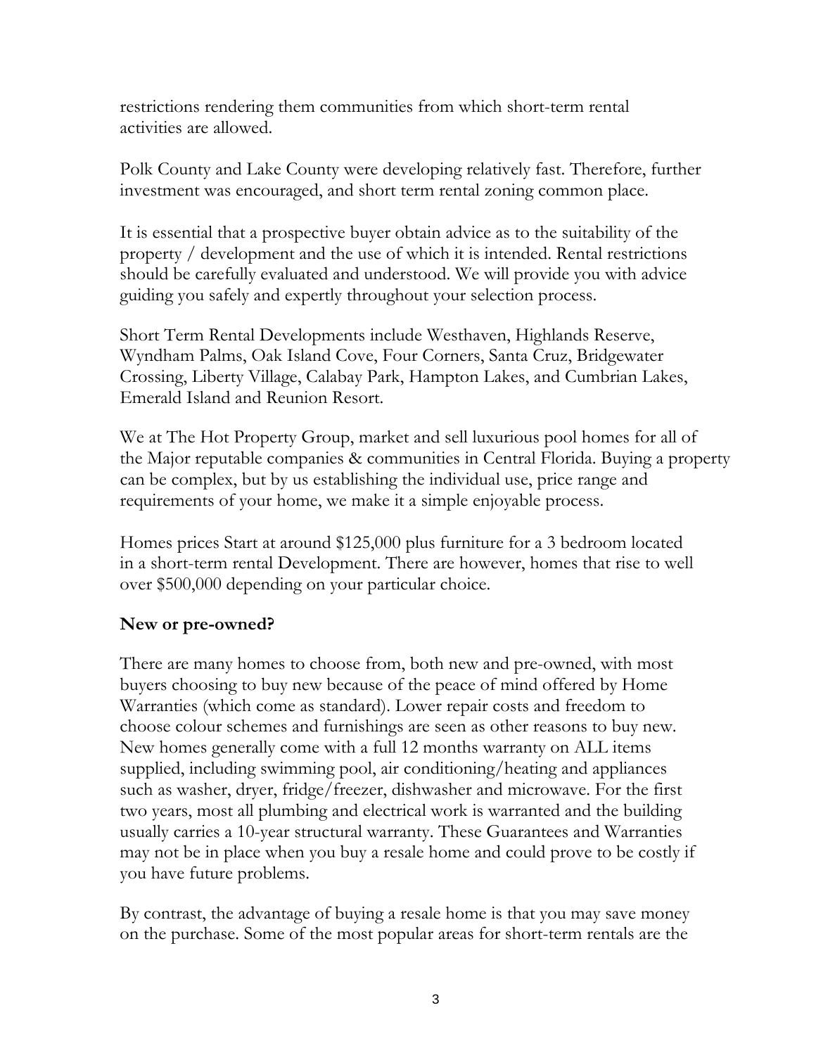restrictions rendering them communities from which short-term rental activities are allowed.

Polk County and Lake County were developing relatively fast. Therefore, further investment was encouraged, and short term rental zoning common place.

It is essential that a prospective buyer obtain advice as to the suitability of the property / development and the use of which it is intended. Rental restrictions should be carefully evaluated and understood. We will provide you with advice guiding you safely and expertly throughout your selection process.

Short Term Rental Developments include Westhaven, Highlands Reserve, Wyndham Palms, Oak Island Cove, Four Corners, Santa Cruz, Bridgewater Crossing, Liberty Village, Calabay Park, Hampton Lakes, and Cumbrian Lakes, Emerald Island and Reunion Resort.

We at The Hot Property Group, market and sell luxurious pool homes for all of the Major reputable companies & communities in Central Florida. Buying a property can be complex, but by us establishing the individual use, price range and requirements of your home, we make it a simple enjoyable process.

Homes prices Start at around $125,000 plus furniture for a 3 bedroom located in a short-term rental Development. There are however, homes that rise to well over $500,000 depending on your particular choice.

**New or pre-owned?**

There are many homes to choose from, both new and pre-owned, with most buyers choosing to buy new because of the peace of mind offered by Home Warranties (which come as standard). Lower repair costs and freedom to choose colour schemes and furnishings are seen as other reasons to buy new. New homes generally come with a full 12 months warranty on ALL items supplied, including swimming pool, air conditioning/heating and appliances such as washer, dryer, fridge/freezer, dishwasher and microwave. For the first two years, most all plumbing and electrical work is warranted and the building usually carries a 10-year structural warranty. These Guarantees and Warranties may not be in place when you buy a resale home and could prove to be costly if you have future problems.

By contrast, the advantage of buying a resale home is that you may save money on the purchase. Some of the most popular areas for short-term rentals are the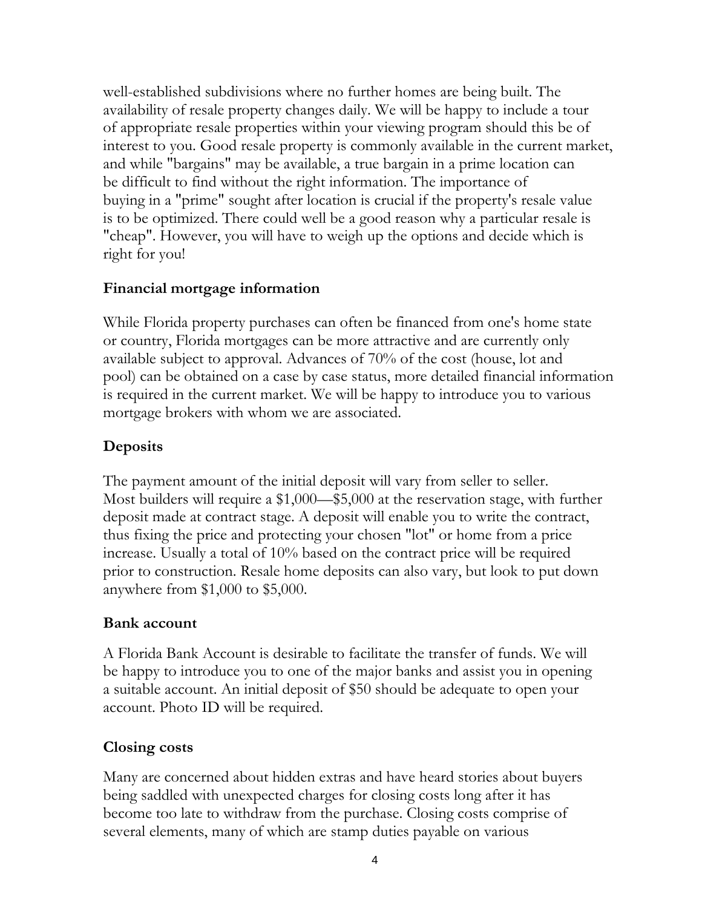well-established subdivisions where no further homes are being built. The availability of resale property changes daily. We will be happy to include a tour of appropriate resale properties within your viewing program should this be of interest to you. Good resale property is commonly available in the current market, and while "bargains" may be available, a true bargain in a prime location can be difficult to find without the right information. The importance of buying in a "prime" sought after location is crucial if the property's resale value is to be optimized. There could well be a good reason why a particular resale is "cheap". However, you will have to weigh up the options and decide which is right for you!

### Financial mortgage information

While Florida property purchases can often be financed from one's home state or country, Florida mortgages can be more attractive and are currently only available subject to approval. Advances of 70% of the cost (house, lot and pool) can be obtained on a case by case status, more detailed financial information is required in the current market. We will be happy to introduce you to various mortgage brokers with whom we are associated.

### Deposits

The payment amount of the initial deposit will vary from seller to seller. Most builders will require a $1,000—$5,000 at the reservation stage, with further deposit made at contract stage. A deposit will enable you to write the contract, thus fixing the price and protecting your chosen "lot" or home from a price increase. Usually a total of 10% based on the contract price will be required prior to construction. Resale home deposits can also vary, but look to put down anywhere from $1,000 to $5,000.

### Bank account

A Florida Bank Account is desirable to facilitate the transfer of funds. We will be happy to introduce you to one of the major banks and assist you in opening a suitable account. An initial deposit of $50 should be adequate to open your account. Photo ID will be required.

### Closing costs

Many are concerned about hidden extras and have heard stories about buyers being saddled with unexpected charges for closing costs long after it has become too late to withdraw from the purchase. Closing costs comprise of several elements, many of which are stamp duties payable on various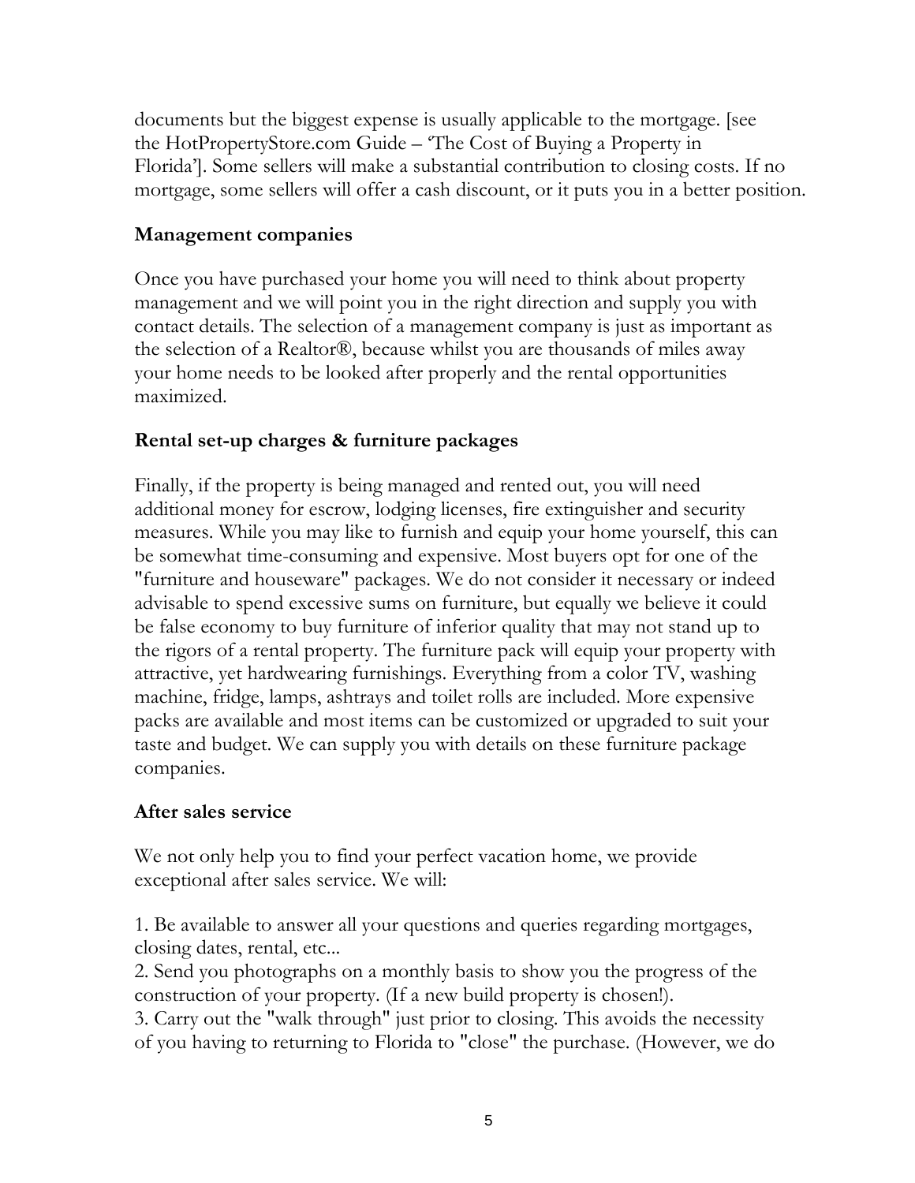documents but the biggest expense is usually applicable to the mortgage. [see the HotPropertyStore.com Guide – 'The Cost of Buying a Property in Florida']. Some sellers will make a substantial contribution to closing costs. If no mortgage, some sellers will offer a cash discount, or it puts you in a better position.

### Management companies

Once you have purchased your home you will need to think about property management and we will point you in the right direction and supply you with contact details. The selection of a management company is just as important as the selection of a Realtor®, because whilst you are thousands of miles away your home needs to be looked after properly and the rental opportunities maximized.

### Rental set-up charges & furniture packages

Finally, if the property is being managed and rented out, you will need additional money for escrow, lodging licenses, fire extinguisher and security measures. While you may like to furnish and equip your home yourself, this can be somewhat time-consuming and expensive. Most buyers opt for one of the "furniture and houseware" packages. We do not consider it necessary or indeed advisable to spend excessive sums on furniture, but equally we believe it could be false economy to buy furniture of inferior quality that may not stand up to the rigors of a rental property. The furniture pack will equip your property with attractive, yet hardwearing furnishings. Everything from a color TV, washing machine, fridge, lamps, ashtrays and toilet rolls are included. More expensive packs are available and most items can be customized or upgraded to suit your taste and budget. We can supply you with details on these furniture package companies.

### After sales service

We not only help you to find your perfect vacation home, we provide exceptional after sales service. We will:

1. Be available to answer all your questions and queries regarding mortgages, closing dates, rental, etc...
2. Send you photographs on a monthly basis to show you the progress of the construction of your property. (If a new build property is chosen!).
3. Carry out the "walk through" just prior to closing. This avoids the necessity of you having to returning to Florida to "close" the purchase. (However, we do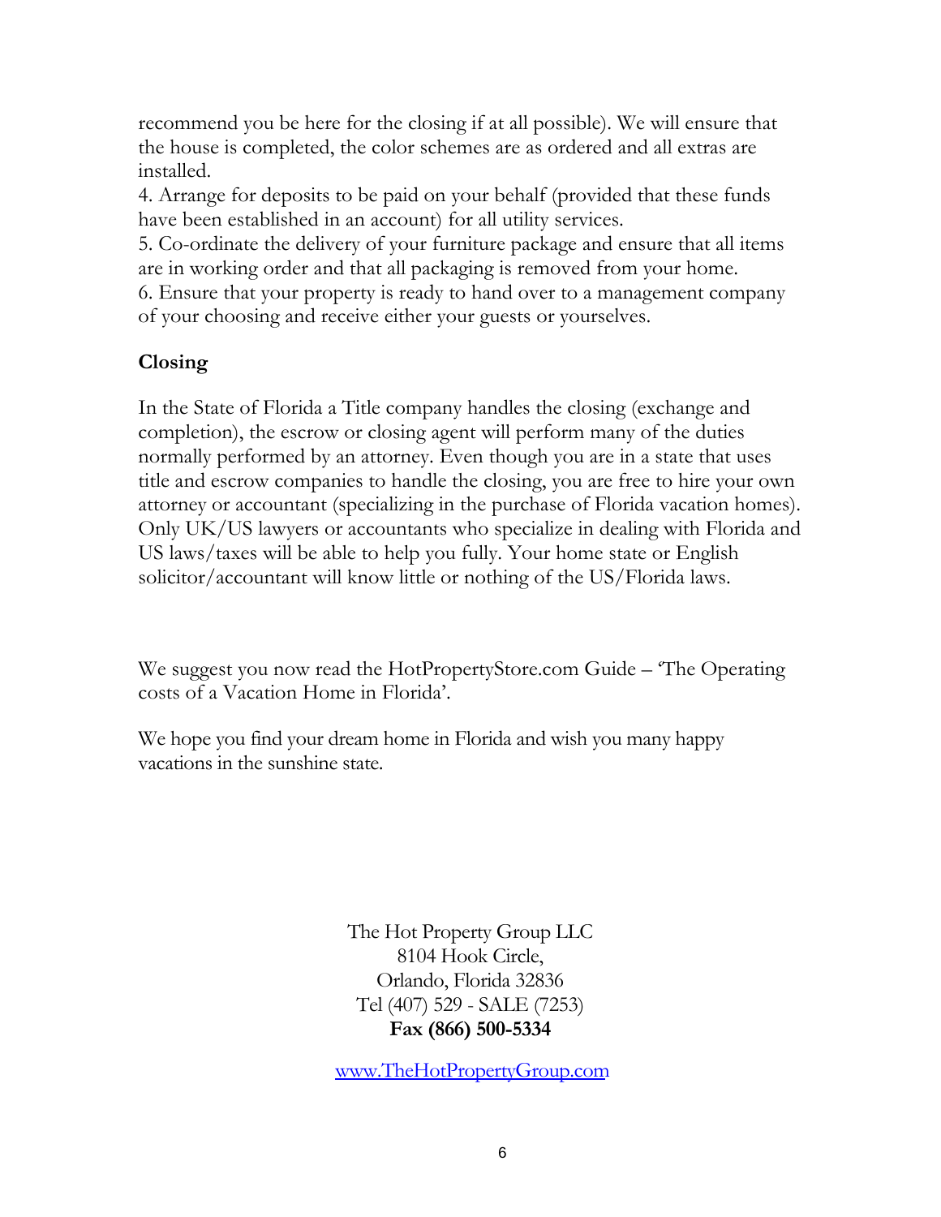recommend you be here for the closing if at all possible). We will ensure that the house is completed, the color schemes are as ordered and all extras are installed.

4. Arrange for deposits to be paid on your behalf (provided that these funds have been established in an account) for all utility services.

5. Co-ordinate the delivery of your furniture package and ensure that all items are in working order and that all packaging is removed from your home.

6. Ensure that your property is ready to hand over to a management company of your choosing and receive either your guests or yourselves.

**Closing**

In the State of Florida a Title company handles the closing (exchange and completion), the escrow or closing agent will perform many of the duties normally performed by an attorney. Even though you are in a state that uses title and escrow companies to handle the closing, you are free to hire your own attorney or accountant (specializing in the purchase of Florida vacation homes). Only UK/US lawyers or accountants who specialize in dealing with Florida and US laws/taxes will be able to help you fully. Your home state or English solicitor/accountant will know little or nothing of the US/Florida laws.

We suggest you now read the HotPropertyStore.com Guide – 'The Operating costs of a Vacation Home in Florida'.

We hope you find your dream home in Florida and wish you many happy vacations in the sunshine state.

The Hot Property Group LLC
8104 Hook Circle,
Orlando, Florida 32836
Tel (407) 529 - SALE (7253)
**Fax (866) 500-5334**

www.TheHotPropertyGroup.com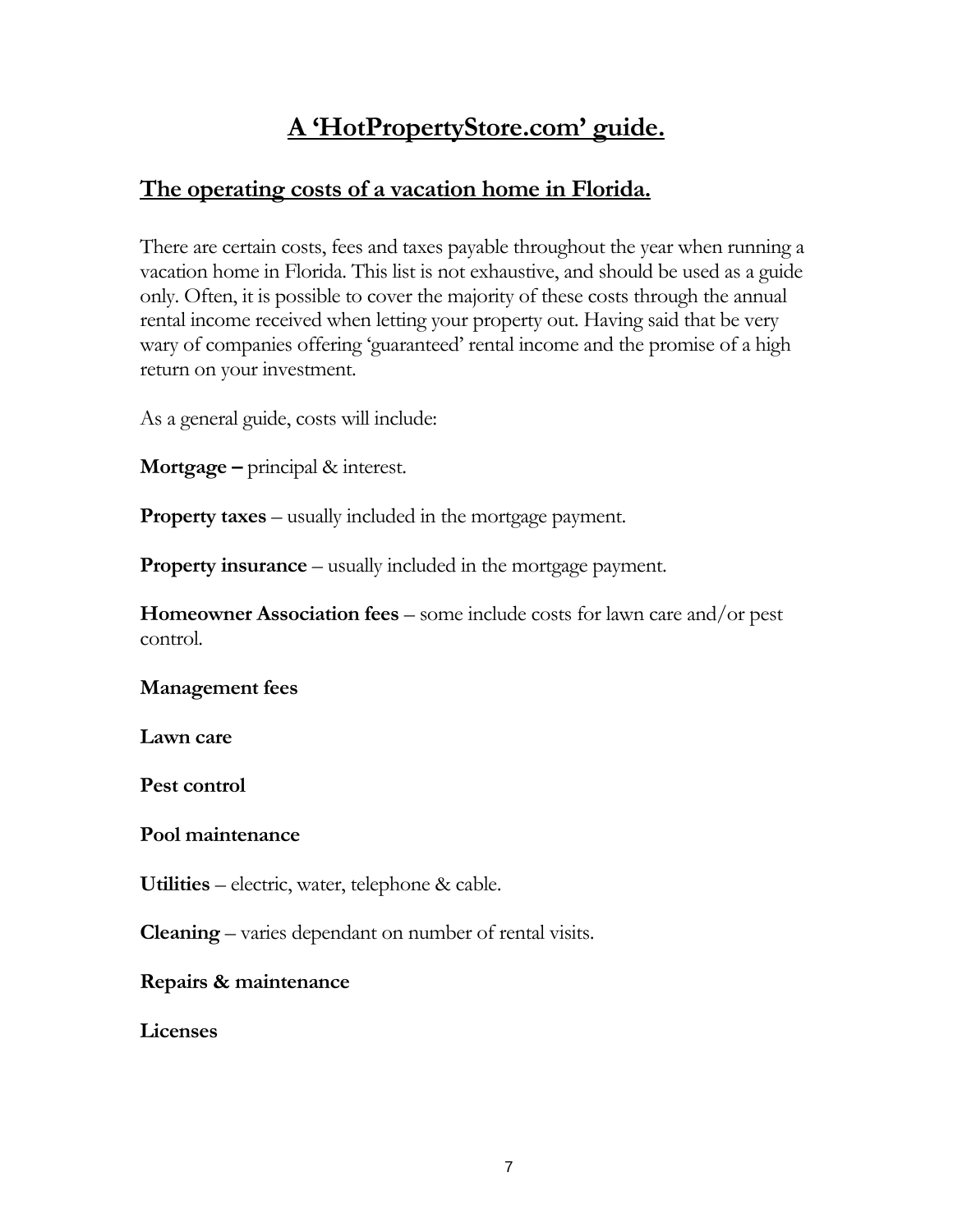# A 'HotPropertyStore.com' guide.

## The operating costs of a vacation home in Florida.

There are certain costs, fees and taxes payable throughout the year when running a vacation home in Florida. This list is not exhaustive, and should be used as a guide only. Often, it is possible to cover the majority of these costs through the annual rental income received when letting your property out. Having said that be very wary of companies offering 'guaranteed' rental income and the promise of a high return on your investment.

As a general guide, costs will include:

**Mortgage –** principal & interest.

**Property taxes** – usually included in the mortgage payment.

**Property insurance** – usually included in the mortgage payment.

**Homeowner Association fees** – some include costs for lawn care and/or pest control.

**Management fees**

**Lawn care**

**Pest control**

**Pool maintenance**

**Utilities** – electric, water, telephone & cable.

**Cleaning** – varies dependant on number of rental visits.

**Repairs & maintenance**

**Licenses**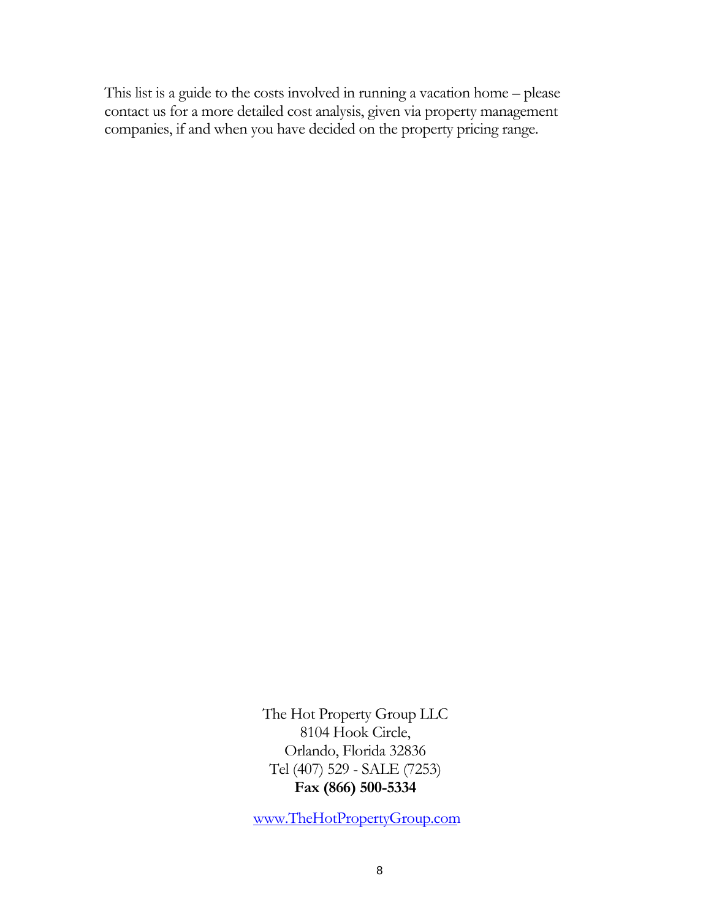This list is a guide to the costs involved in running a vacation home – please contact us for a more detailed cost analysis, given via property management companies, if and when you have decided on the property pricing range.

The Hot Property Group LLC  
8104 Hook Circle,  
Orlando, Florida 32836  
Tel (407) 529 - SALE (7253)  
**Fax (866) 500-5334**

www.TheHotPropertyGroup.com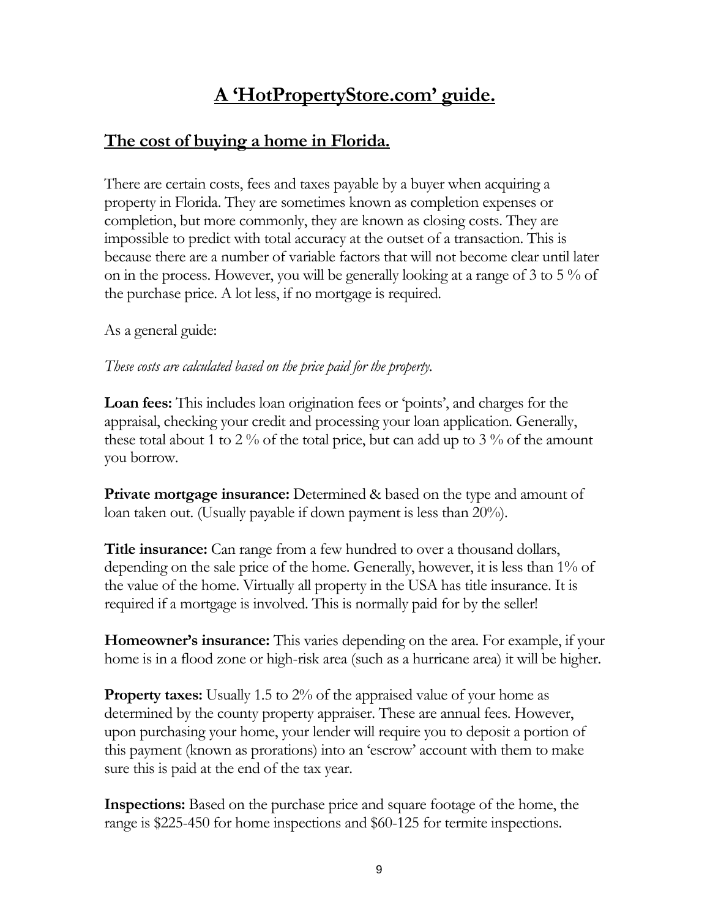# A 'HotPropertyStore.com' guide.

## The cost of buying a home in Florida.

There are certain costs, fees and taxes payable by a buyer when acquiring a property in Florida. They are sometimes known as completion expenses or completion, but more commonly, they are known as closing costs. They are impossible to predict with total accuracy at the outset of a transaction. This is because there are a number of variable factors that will not become clear until later on in the process. However, you will be generally looking at a range of 3 to 5 % of the purchase price. A lot less, if no mortgage is required.

As a general guide:

*These costs are calculated based on the price paid for the property.*

**Loan fees:** This includes loan origination fees or 'points', and charges for the appraisal, checking your credit and processing your loan application. Generally, these total about 1 to 2 % of the total price, but can add up to 3 % of the amount you borrow.

**Private mortgage insurance:** Determined & based on the type and amount of loan taken out. (Usually payable if down payment is less than 20%).

**Title insurance:** Can range from a few hundred to over a thousand dollars, depending on the sale price of the home. Generally, however, it is less than 1% of the value of the home. Virtually all property in the USA has title insurance. It is required if a mortgage is involved. This is normally paid for by the seller!

**Homeowner's insurance:** This varies depending on the area. For example, if your home is in a flood zone or high-risk area (such as a hurricane area) it will be higher.

**Property taxes:** Usually 1.5 to 2% of the appraised value of your home as determined by the county property appraiser. These are annual fees. However, upon purchasing your home, your lender will require you to deposit a portion of this payment (known as prorations) into an 'escrow' account with them to make sure this is paid at the end of the tax year.

**Inspections:** Based on the purchase price and square footage of the home, the range is $225-450 for home inspections and $60-125 for termite inspections.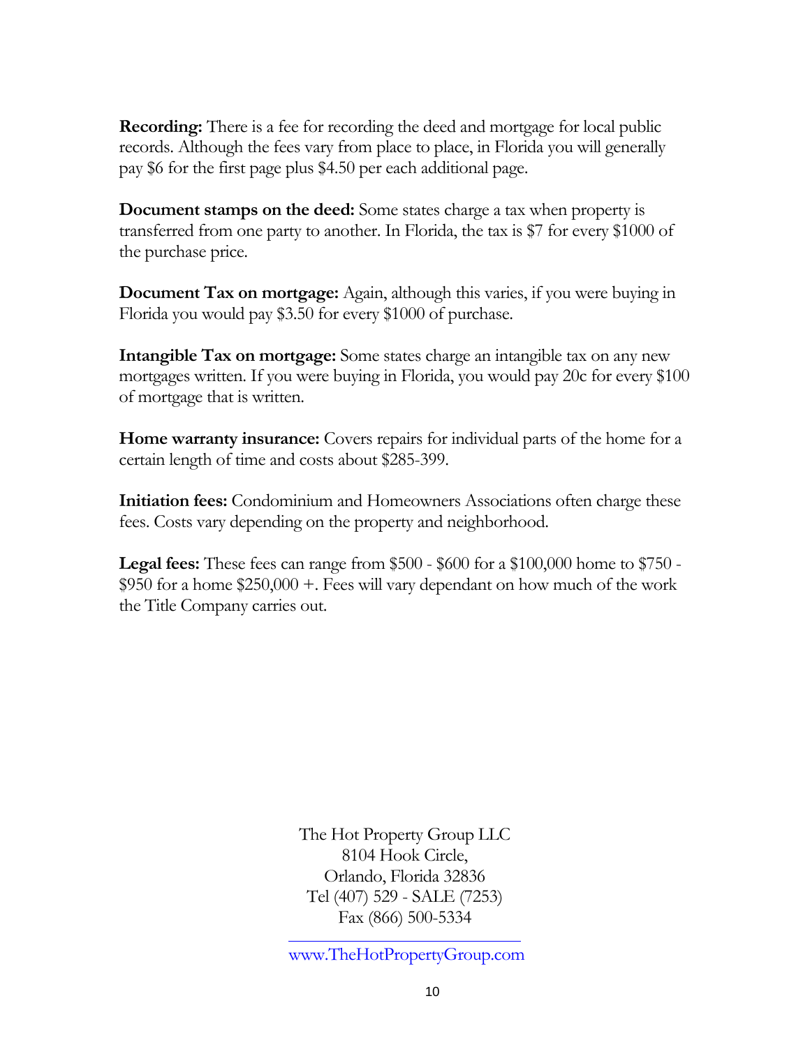**Recording:** There is a fee for recording the deed and mortgage for local public records. Although the fees vary from place to place, in Florida you will generally pay $6 for the first page plus $4.50 per each additional page.

**Document stamps on the deed:** Some states charge a tax when property is transferred from one party to another. In Florida, the tax is $7 for every $1000 of the purchase price.

**Document Tax on mortgage:** Again, although this varies, if you were buying in Florida you would pay $3.50 for every $1000 of purchase.

**Intangible Tax on mortgage:** Some states charge an intangible tax on any new mortgages written. If you were buying in Florida, you would pay 20c for every $100 of mortgage that is written.

**Home warranty insurance:** Covers repairs for individual parts of the home for a certain length of time and costs about $285-399.

**Initiation fees:** Condominium and Homeowners Associations often charge these fees. Costs vary depending on the property and neighborhood.

**Legal fees:** These fees can range from $500 - $600 for a $100,000 home to $750 - $950 for a home $250,000 +. Fees will vary dependant on how much of the work the Title Company carries out.

The Hot Property Group LLC
8104 Hook Circle,
Orlando, Florida 32836
Tel (407) 529 - SALE (7253)
Fax (866) 500-5334

www.TheHotPropertyGroup.com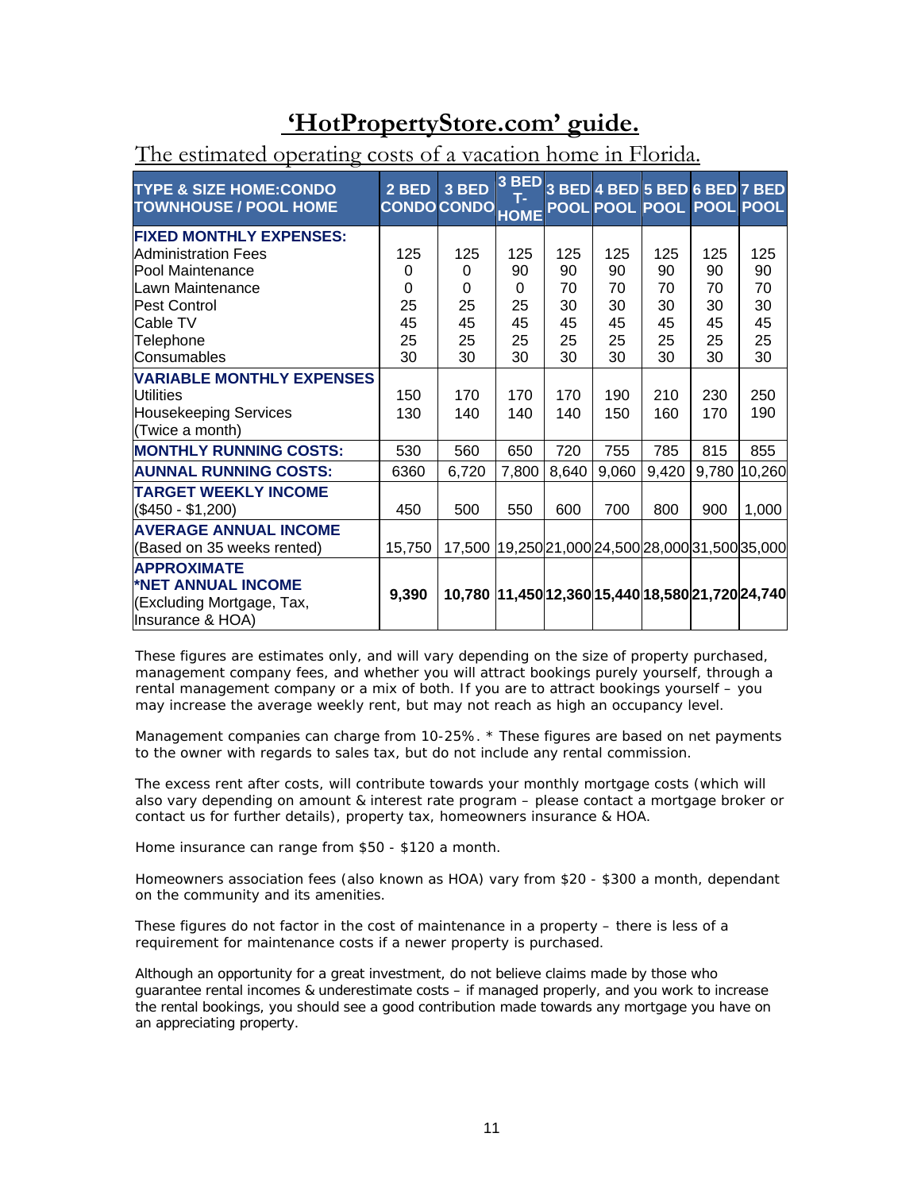# 'HotPropertyStore.com' guide.

The estimated operating costs of a vacation home in Florida.

| TYPE & SIZE HOME:CONDO TOWNHOUSE / POOL HOME | 2 BED CONDO | 3 BED CONDO | 3 BED T-HOME | 3 BED POOL | 4 BED POOL | 5 BED POOL | 6 BED POOL | 7 BED POOL |
|---|---|---|---|---|---|---|---|---|
| **FIXED MONTHLY EXPENSES:** | | | | | | | | |
| Administration Fees | 125 | 125 | 125 | 125 | 125 | 125 | 125 | 125 |
| Pool Maintenance | 0 | 0 | 90 | 90 | 90 | 90 | 90 | 90 |
| Lawn Maintenance | 0 | 0 | 0 | 70 | 70 | 70 | 70 | 70 |
| Pest Control | 25 | 25 | 25 | 30 | 30 | 30 | 30 | 30 |
| Cable TV | 45 | 45 | 45 | 45 | 45 | 45 | 45 | 45 |
| Telephone | 25 | 25 | 25 | 25 | 25 | 25 | 25 | 25 |
| Consumables | 30 | 30 | 30 | 30 | 30 | 30 | 30 | 30 |
| **VARIABLE MONTHLY EXPENSES** | | | | | | | | |
| Utilities | 150 | 170 | 170 | 170 | 190 | 210 | 230 | 250 |
| Housekeeping Services (Twice a month) | 130 | 140 | 140 | 140 | 150 | 160 | 170 | 190 |
| **MONTHLY RUNNING COSTS:** | 530 | 560 | 650 | 720 | 755 | 785 | 815 | 855 |
| **AUNNAL RUNNING COSTS:** | 6360 | 6,720 | 7,800 | 8,640 | 9,060 | 9,420 | 9,780 | 10,260 |
| **TARGET WEEKLY INCOME** ($450 - $1,200) | 450 | 500 | 550 | 600 | 700 | 800 | 900 | 1,000 |
| **AVERAGE ANNUAL INCOME** (Based on 35 weeks rented) | 15,750 | 17,500 | 19,250 | 21,000 | 24,500 | 28,000 | 31,500 | 35,000 |
| **APPROXIMATE *NET ANNUAL INCOME** (Excluding Mortgage, Tax, Insurance & HOA) | **9,390** | **10,780** | **11,450** | **12,360** | **15,440** | **18,580** | **21,720** | **24,740** |

These figures are estimates only, and will vary depending on the size of property purchased, management company fees, and whether you will attract bookings purely yourself, through a rental management company or a mix of both. If you are to attract bookings yourself – you may increase the average weekly rent, but may not reach as high an occupancy level.

Management companies can charge from 10-25%. * These figures are based on net payments to the owner with regards to sales tax, but do not include any rental commission.

The excess rent after costs, will contribute towards your monthly mortgage costs (which will also vary depending on amount & interest rate program – please contact a mortgage broker or contact us for further details), property tax, homeowners insurance & HOA.

Home insurance can range from $50 - $120 a month.

Homeowners association fees (also known as HOA) vary from $20 - $300 a month, dependant on the community and its amenities.

These figures do not factor in the cost of maintenance in a property – there is less of a requirement for maintenance costs if a newer property is purchased.

Although an opportunity for a great investment, do not believe claims made by those who guarantee rental incomes & underestimate costs – if managed properly, and you work to increase the rental bookings, you should see a good contribution made towards any mortgage you have on an appreciating property.